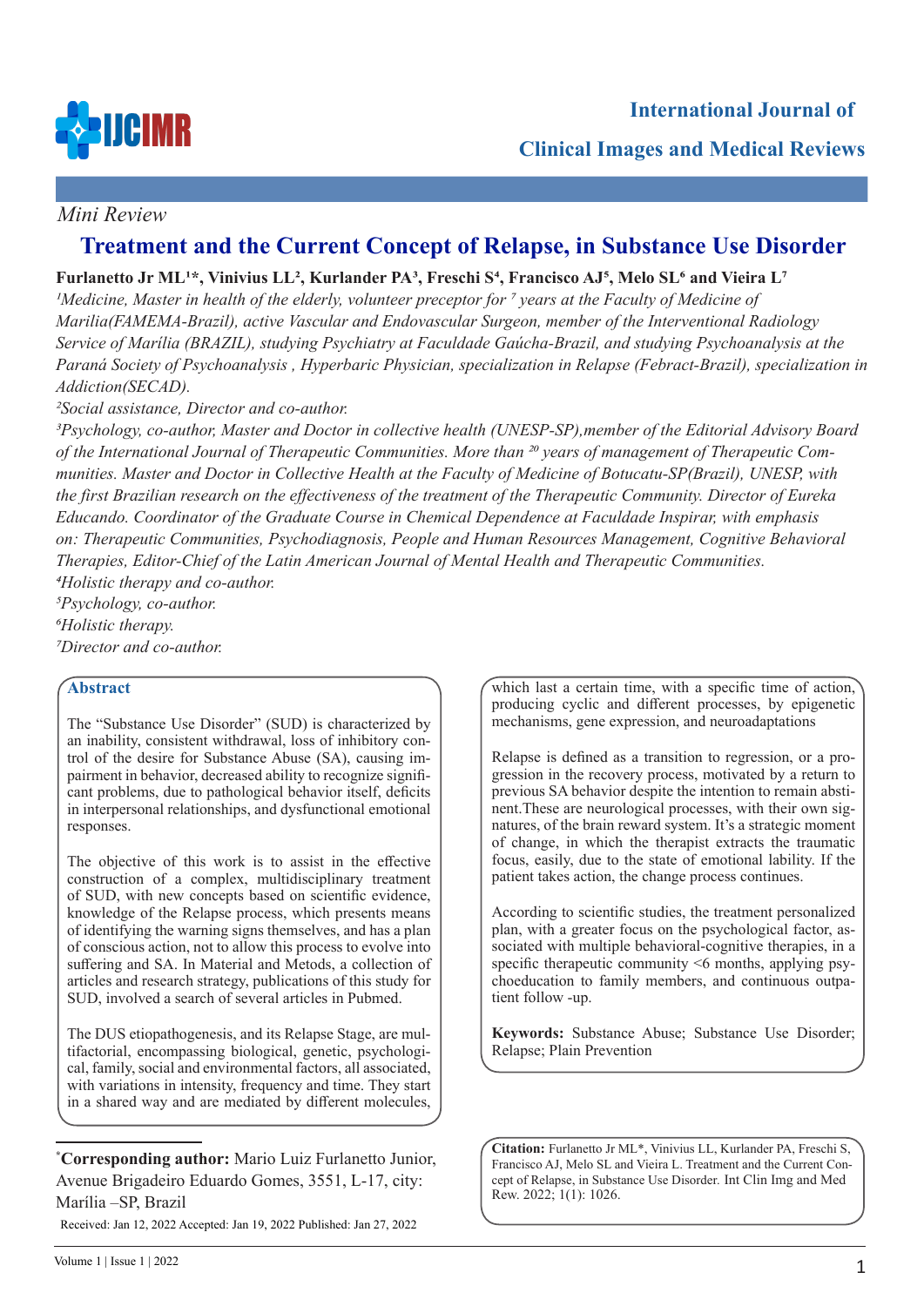*Mini Review*

# Treatment and the Current Concept of Relapse, in Substance Use Disorder

**Furlanetto Jr ML[1]*, Vinivius LL[2], Kurlander PA[3], Freschi S[4], Francisco AJ[5], Melo SL[6] and Vieira L[7]**

*[1]Medicine, Master in health of the elderly, volunteer preceptor for [7] years at the Faculty of Medicine of Marilia(FAMEMA-Brazil), active Vascular and Endovascular Surgeon, member of the Interventional Radiology Service of Marília (BRAZIL), studying Psychiatry at Faculdade Gaúcha-Brazil, and studying Psychoanalysis at the Paraná Society of Psychoanalysis , Hyperbaric Physician, specialization in Relapse (Febract-Brazil), specialization in Addiction(SECAD).*

*[2]Social assistance, Director and co-author.*

*[3]Psychology, co-author, Master and Doctor in collective health (UNESP-SP),member of the Editorial Advisory Board of the International Journal of Therapeutic Communities. More than [20] years of management of Therapeutic Communities. Master and Doctor in Collective Health at the Faculty of Medicine of Botucatu-SP(Brazil), UNESP, with the first Brazilian research on the effectiveness of the treatment of the Therapeutic Community. Director of Eureka Educando. Coordinator of the Graduate Course in Chemical Dependence at Faculdade Inspirar, with emphasis on: Therapeutic Communities, Psychodiagnosis, People and Human Resources Management, Cognitive Behavioral Therapies, Editor-Chief of the Latin American Journal of Mental Health and Therapeutic Communities.*

*[4]Holistic therapy and co-author.*

*[5]Psychology, co-author.*

*[6]Holistic therapy.*

*[7]Director and co-author.*

## Abstract

The "Substance Use Disorder" (SUD) is characterized by an inability, consistent withdrawal, loss of inhibitory control of the desire for Substance Abuse (SA), causing impairment in behavior, decreased ability to recognize significant problems, due to pathological behavior itself, deficits in interpersonal relationships, and dysfunctional emotional responses.

The objective of this work is to assist in the effective construction of a complex, multidisciplinary treatment of SUD, with new concepts based on scientific evidence, knowledge of the Relapse process, which presents means of identifying the warning signs themselves, and has a plan of conscious action, not to allow this process to evolve into suffering and SA. In Material and Metods, a collection of articles and research strategy, publications of this study for SUD, involved a search of several articles in Pubmed.

The DUS etiopathogenesis, and its Relapse Stage, are multifactorial, encompassing biological, genetic, psychological, family, social and environmental factors, all associated, with variations in intensity, frequency and time. They start in a shared way and are mediated by different molecules, which last a certain time, with a specific time of action, producing cyclic and different processes, by epigenetic mechanisms, gene expression, and neuroadaptations

Relapse is defined as a transition to regression, or a progression in the recovery process, motivated by a return to previous SA behavior despite the intention to remain abstinent.These are neurological processes, with their own signatures, of the brain reward system. It's a strategic moment of change, in which the therapist extracts the traumatic focus, easily, due to the state of emotional lability. If the patient takes action, the change process continues.

According to scientific studies, the treatment personalized plan, with a greater focus on the psychological factor, associated with multiple behavioral-cognitive therapies, in a specific therapeutic community <6 months, applying psychoeducation to family members, and continuous outpatient follow -up.

**Keywords:** Substance Abuse; Substance Use Disorder; Relapse; Plain Prevention

*__Corresponding author:__ Mario Luiz Furlanetto Junior, Avenue Brigadeiro Eduardo Gomes, 3551, L-17, city: Marília –SP, Brazil

Received: Jan 12, 2022 Accepted: Jan 19, 2022 Published: Jan 27, 2022

**Citation:** Furlanetto Jr ML*, Vinivius LL, Kurlander PA, Freschi S, Francisco AJ, Melo SL and Vieira L. Treatment and the Current Concept of Relapse, in Substance Use Disorder. Int Clin Img and Med Rew. 2022; 1(1): 1026.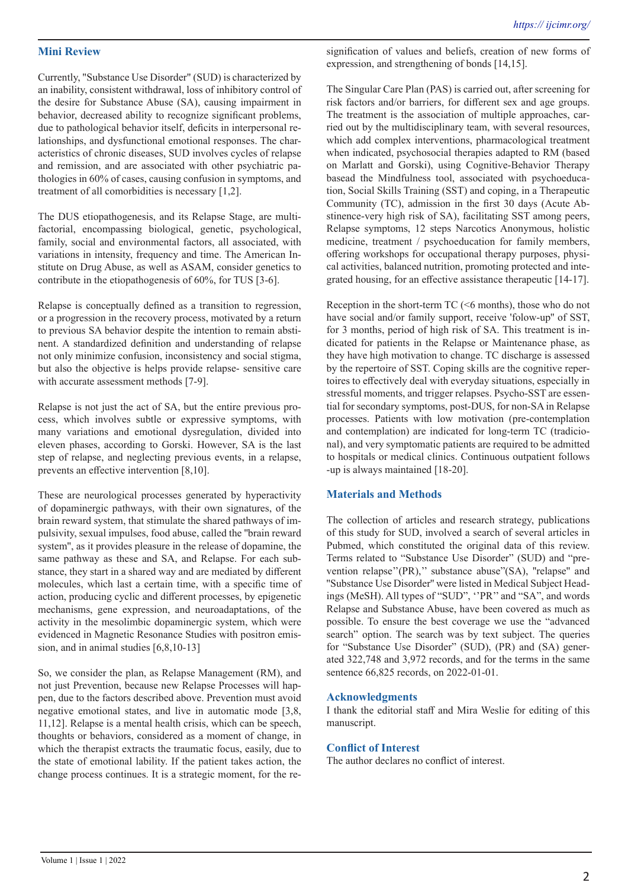## Mini Review

Currently, "Substance Use Disorder" (SUD) is characterized by an inability, consistent withdrawal, loss of inhibitory control of the desire for Substance Abuse (SA), causing impairment in behavior, decreased ability to recognize significant problems, due to pathological behavior itself, deficits in interpersonal relationships, and dysfunctional emotional responses. The characteristics of chronic diseases, SUD involves cycles of relapse and remission, and are associated with other psychiatric pathologies in 60% of cases, causing confusion in symptoms, and treatment of all comorbidities is necessary [1,2].

The DUS etiopathogenesis, and its Relapse Stage, are multifactorial, encompassing biological, genetic, psychological, family, social and environmental factors, all associated, with variations in intensity, frequency and time. The American Institute on Drug Abuse, as well as ASAM, consider genetics to contribute in the etiopathogenesis of 60%, for TUS [3-6].

Relapse is conceptually defined as a transition to regression, or a progression in the recovery process, motivated by a return to previous SA behavior despite the intention to remain abstinent. A standardized definition and understanding of relapse not only minimize confusion, inconsistency and social stigma, but also the objective is helps provide relapse- sensitive care with accurate assessment methods [7-9].

Relapse is not just the act of SA, but the entire previous process, which involves subtle or expressive symptoms, with many variations and emotional dysregulation, divided into eleven phases, according to Gorski. However, SA is the last step of relapse, and neglecting previous events, in a relapse, prevents an effective intervention [8,10].

These are neurological processes generated by hyperactivity of dopaminergic pathways, with their own signatures, of the brain reward system, that stimulate the shared pathways of impulsivity, sexual impulses, food abuse, called the "brain reward system", as it provides pleasure in the release of dopamine, the same pathway as these and SA, and Relapse. For each substance, they start in a shared way and are mediated by different molecules, which last a certain time, with a specific time of action, producing cyclic and different processes, by epigenetic mechanisms, gene expression, and neuroadaptations, of the activity in the mesolimbic dopaminergic system, which were evidenced in Magnetic Resonance Studies with positron emission, and in animal studies [6,8,10-13]

So, we consider the plan, as Relapse Management (RM), and not just Prevention, because new Relapse Processes will happen, due to the factors described above. Prevention must avoid negative emotional states, and live in automatic mode [3,8, 11,12]. Relapse is a mental health crisis, which can be speech, thoughts or behaviors, considered as a moment of change, in which the therapist extracts the traumatic focus, easily, due to the state of emotional lability. If the patient takes action, the change process continues. It is a strategic moment, for the resignification of values and beliefs, creation of new forms of expression, and strengthening of bonds [14,15].

The Singular Care Plan (PAS) is carried out, after screening for risk factors and/or barriers, for different sex and age groups. The treatment is the association of multiple approaches, carried out by the multidisciplinary team, with several resources, which add complex interventions, pharmacological treatment when indicated, psychosocial therapies adapted to RM (based on Marlatt and Gorski), using Cognitive-Behavior Therapy basead the Mindfulness tool, associated with psychoeducation, Social Skills Training (SST) and coping, in a Therapeutic Community (TC), admission in the first 30 days (Acute Abstinence-very high risk of SA), facilitating SST among peers, Relapse symptoms, 12 steps Narcotics Anonymous, holistic medicine, treatment / psychoeducation for family members, offering workshops for occupational therapy purposes, physical activities, balanced nutrition, promoting protected and integrated housing, for an effective assistance therapeutic [14-17].

Reception in the short-term TC (<6 months), those who do not have social and/or family support, receive 'folow-up" of SST, for 3 months, period of high risk of SA. This treatment is indicated for patients in the Relapse or Maintenance phase, as they have high motivation to change. TC discharge is assessed by the repertoire of SST. Coping skills are the cognitive repertoires to effectively deal with everyday situations, especially in stressful moments, and trigger relapses. Psycho-SST are essential for secondary symptoms, post-DUS, for non-SA in Relapse processes. Patients with low motivation (pre-contemplation and contemplation) are indicated for long-term TC (tradicional), and very symptomatic patients are required to be admitted to hospitals or medical clinics. Continuous outpatient follows -up is always maintained [18-20].

## Materials and Methods

The collection of articles and research strategy, publications of this study for SUD, involved a search of several articles in Pubmed, which constituted the original data of this review. Terms related to "Substance Use Disorder" (SUD) and "prevention relapse"(PR)," substance abuse"(SA), "relapse" and "Substance Use Disorder" were listed in Medical Subject Headings (MeSH). All types of "SUD", ''PR" and "SA", and words Relapse and Substance Abuse, have been covered as much as possible. To ensure the best coverage we use the "advanced search" option. The search was by text subject. The queries for "Substance Use Disorder" (SUD), (PR) and (SA) generated 322,748 and 3,972 records, and for the terms in the same sentence 66,825 records, on 2022-01-01.

## Acknowledgments

I thank the editorial staff and Mira Weslie for editing of this manuscript.

## Conflict of Interest

The author declares no conflict of interest.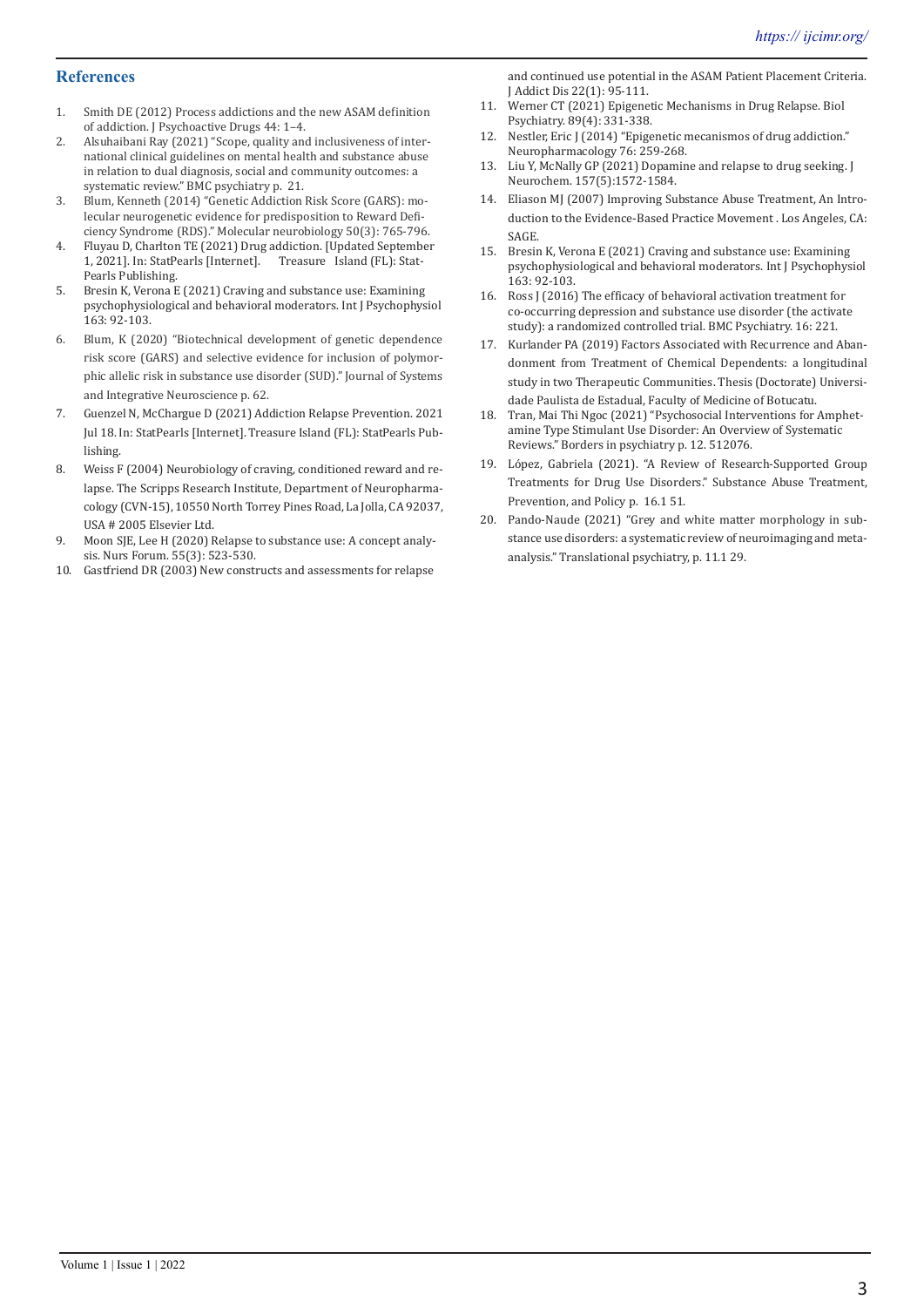## References

1. Smith DE (2012) Process addictions and the new ASAM definition of addiction. J Psychoactive Drugs 44: 1–4.
2. Alsuhaibani Ray (2021) "Scope, quality and inclusiveness of international clinical guidelines on mental health and substance abuse in relation to dual diagnosis, social and community outcomes: a systematic review." BMC psychiatry p. 21.
3. Blum, Kenneth (2014) "Genetic Addiction Risk Score (GARS): molecular neurogenetic evidence for predisposition to Reward Deficiency Syndrome (RDS)." Molecular neurobiology 50(3): 765-796.
4. Fluyau D, Charlton TE (2021) Drug addiction. [Updated September 1, 2021]. In: StatPearls [Internet]. Treasure Island (FL): StatPearls Publishing.
5. Bresin K, Verona E (2021) Craving and substance use: Examining psychophysiological and behavioral moderators. Int J Psychophysiol 163: 92-103.
6. Blum, K (2020) "Biotechnical development of genetic dependence risk score (GARS) and selective evidence for inclusion of polymorphic allelic risk in substance use disorder (SUD)." Journal of Systems and Integrative Neuroscience p. 62.
7. Guenzel N, McChargue D (2021) Addiction Relapse Prevention. 2021 Jul 18. In: StatPearls [Internet]. Treasure Island (FL): StatPearls Publishing.
8. Weiss F (2004) Neurobiology of craving, conditioned reward and relapse. The Scripps Research Institute, Department of Neuropharmacology (CVN-15), 10550 North Torrey Pines Road, La Jolla, CA 92037, USA # 2005 Elsevier Ltd.
9. Moon SJE, Lee H (2020) Relapse to substance use: A concept analysis. Nurs Forum. 55(3): 523-530.
10. Gastfriend DR (2003) New constructs and assessments for relapse and continued use potential in the ASAM Patient Placement Criteria. J Addict Dis 22(1): 95-111.
11. Werner CT (2021) Epigenetic Mechanisms in Drug Relapse. Biol Psychiatry. 89(4): 331-338.
12. Nestler, Eric J (2014) "Epigenetic mecanismos of drug addiction." Neuropharmacology 76: 259-268.
13. Liu Y, McNally GP (2021) Dopamine and relapse to drug seeking. J Neurochem. 157(5):1572-1584.
14. Eliason MJ (2007) Improving Substance Abuse Treatment, An Introduction to the Evidence-Based Practice Movement . Los Angeles, CA: SAGE.
15. Bresin K, Verona E (2021) Craving and substance use: Examining psychophysiological and behavioral moderators. Int J Psychophysiol 163: 92-103.
16. Ross J (2016) The efficacy of behavioral activation treatment for co-occurring depression and substance use disorder (the activate study): a randomized controlled trial. BMC Psychiatry. 16: 221.
17. Kurlander PA (2019) Factors Associated with Recurrence and Abandonment from Treatment of Chemical Dependents: a longitudinal study in two Therapeutic Communities. Thesis (Doctorate) Universidade Paulista de Estadual, Faculty of Medicine of Botucatu.
18. Tran, Mai Thi Ngoc (2021) "Psychosocial Interventions for Amphetamine Type Stimulant Use Disorder: An Overview of Systematic Reviews." Borders in psychiatry p. 12. 512076.
19. López, Gabriela (2021). "A Review of Research-Supported Group Treatments for Drug Use Disorders." Substance Abuse Treatment, Prevention, and Policy p. 16.1 51.
20. Pando-Naude (2021) "Grey and white matter morphology in substance use disorders: a systematic review of neuroimaging and meta-analysis." Translational psychiatry, p. 11.1 29.